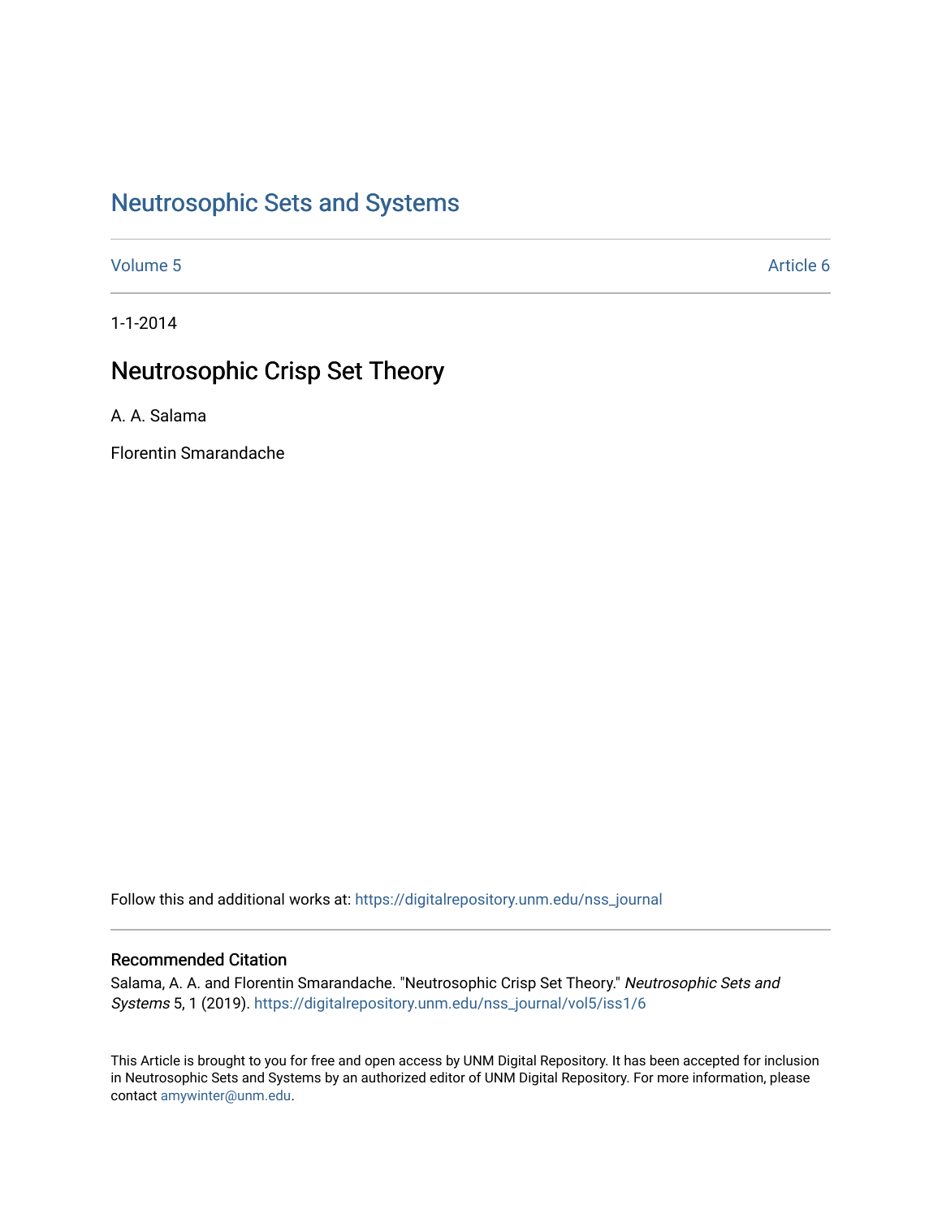# Neutrosophic Sets and Systems

Volume 5 Article 6

1-1-2014

## Neutrosophic Crisp Set Theory

A. A. Salama

Florentin Smarandache

Follow this and additional works at: https://digitalrepository.unm.edu/nss_journal

### Recommended Citation

Salama, A. A. and Florentin Smarandache. "Neutrosophic Crisp Set Theory." *Neutrosophic Sets and Systems* 5, 1 (2019). https://digitalrepository.unm.edu/nss_journal/vol5/iss1/6

This Article is brought to you for free and open access by UNM Digital Repository. It has been accepted for inclusion in Neutrosophic Sets and Systems by an authorized editor of UNM Digital Repository. For more information, please contact amywinter@unm.edu.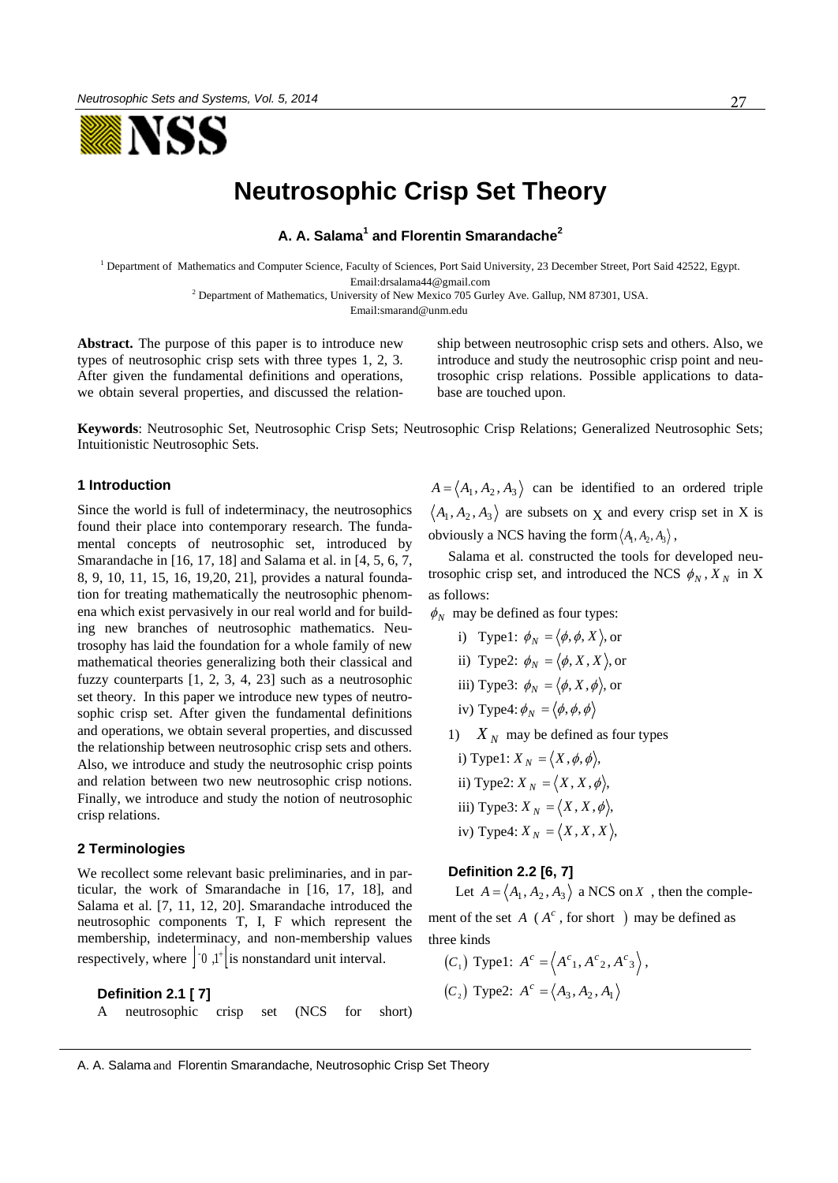# Neutrosophic Crisp Set Theory

**A. A. Salama[1] and Florentin Smarandache[2]**

[1] Department of Mathematics and Computer Science, Faculty of Sciences, Port Said University, 23 December Street, Port Said 42522, Egypt. Email:drsalama44@gmail.com

[2] Department of Mathematics, University of New Mexico 705 Gurley Ave. Gallup, NM 87301, USA. Email:smarand@unm.edu

**Abstract.** The purpose of this paper is to introduce new types of neutrosophic crisp sets with three types 1, 2, 3. After given the fundamental definitions and operations, we obtain several properties, and discussed the relationship between neutrosophic crisp sets and others. Also, we introduce and study the neutrosophic crisp point and neutrosophic crisp relations. Possible applications to database are touched upon.

**Keywords**: Neutrosophic Set, Neutrosophic Crisp Sets; Neutrosophic Crisp Relations; Generalized Neutrosophic Sets; Intuitionistic Neutrosophic Sets.

## 1 Introduction

Since the world is full of indeterminacy, the neutrosophics found their place into contemporary research. The fundamental concepts of neutrosophic set, introduced by Smarandache in [16, 17, 18] and Salama et al. in [4, 5, 6, 7, 8, 9, 10, 11, 15, 16, 19,20, 21], provides a natural foundation for treating mathematically the neutrosophic phenomena which exist pervasively in our real world and for building new branches of neutrosophic mathematics. Neutrosophy has laid the foundation for a whole family of new mathematical theories generalizing both their classical and fuzzy counterparts [1, 2, 3, 4, 23] such as a neutrosophic set theory. In this paper we introduce new types of neutrosophic crisp set. After given the fundamental definitions and operations, we obtain several properties, and discussed the relationship between neutrosophic crisp sets and others. Also, we introduce and study the neutrosophic crisp points and relation between two new neutrosophic crisp notions. Finally, we introduce and study the notion of neutrosophic crisp relations.

## 2 Terminologies

We recollect some relevant basic preliminaries, and in particular, the work of Smarandache in [16, 17, 18], and Salama et al. [7, 11, 12, 20]. Smarandache introduced the neutrosophic components T, I, F which represent the membership, indeterminacy, and non-membership values respectively, where $\left]^{-}0, 1^{+}\right[$ is nonstandard unit interval.

**Definition 2.1 [ 7]**

A neutrosophic crisp set (NCS for short) $A = \langle A_1, A_2, A_3 \rangle$ can be identified to an ordered triple $\langle A_1, A_2, A_3 \rangle$ are subsets on X and every crisp set in X is obviously a NCS having the form $\langle A_1, A_2, A_3 \rangle$,

Salama et al. constructed the tools for developed neutrosophic crisp set, and introduced the NCS $\phi_N, X_N$ in X as follows:

$\phi_N$ may be defined as four types:

i) Type1: $\phi_N = \langle \phi, \phi, X \rangle$, or

ii) Type2: $\phi_N = \langle \phi, X, X \rangle$, or

iii) Type3: $\phi_N = \langle \phi, X, \phi \rangle$, or

iv) Type4: $\phi_N = \langle \phi, \phi, \phi \rangle$

1) $X_N$ may be defined as four types

i) Type1: $X_N = \langle X, \phi, \phi \rangle$,

ii) Type2: $X_N = \langle X, X, \phi \rangle$,

iii) Type3: $X_N = \langle X, X, \phi \rangle$,

iv) Type4: $X_N = \langle X, X, X \rangle$,

**Definition 2.2 [6, 7]**

Let $A = \langle A_1, A_2, A_3 \rangle$ a NCS on $X$, then the complement of the set $A$ ($A^c$, for short) may be defined as three kinds

$(C_1)$ Type1: $A^c = \langle A^c{}_1, A^c{}_2, A^c{}_3 \rangle$,

$(C_2)$ Type2: $A^c = \langle A_3, A_2, A_1 \rangle$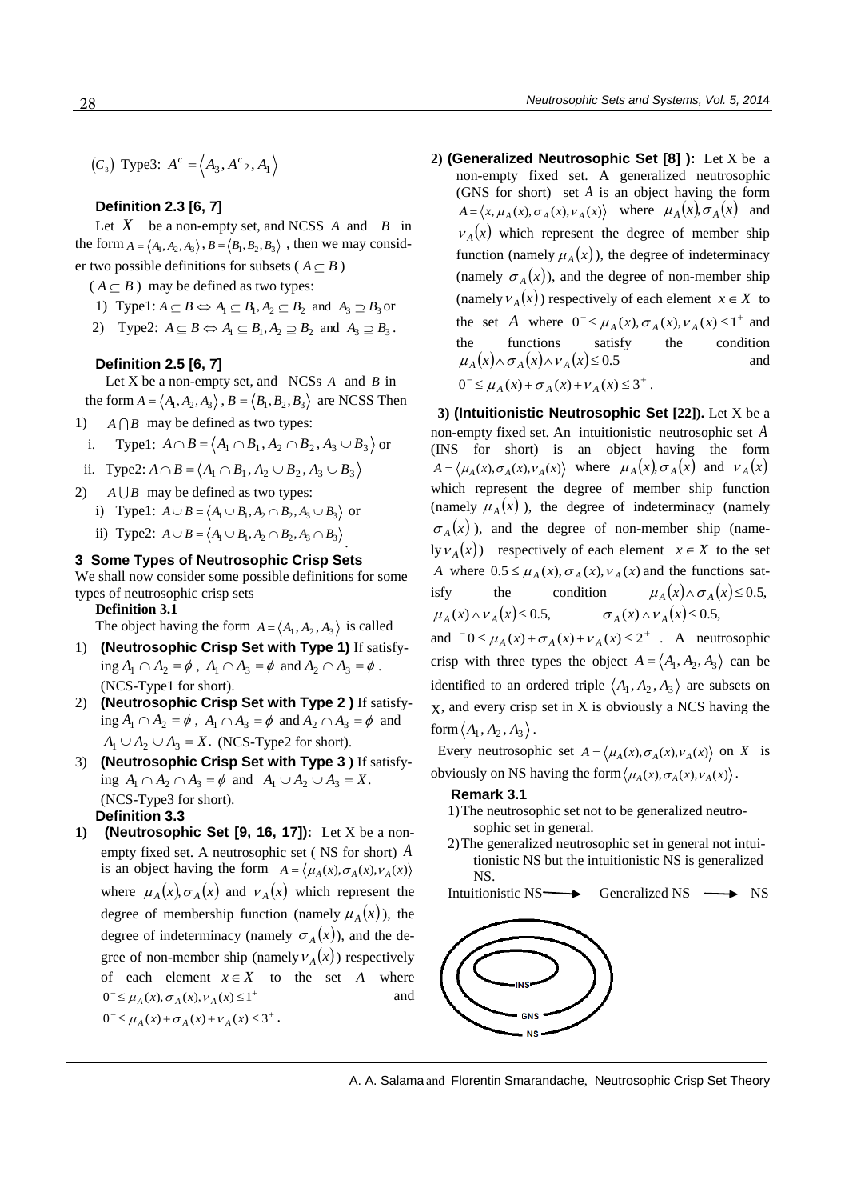$(C_3)$ Type3: $A^c = \langle A_3, A^c{}_2, A_1 \rangle$

**Definition 2.3 [6, 7]**

Let $X$ be a non-empty set, and NCSS $A$ and $B$ in the form $A = \langle A_1, A_2, A_3 \rangle$, $B = \langle B_1, B_2, B_3 \rangle$, then we may consider two possible definitions for subsets ($A \subseteq B$)

($A \subseteq B$) may be defined as two types:

1) Type1: $A \subseteq B \Leftrightarrow A_1 \subseteq B_1, A_2 \subseteq B_2$ and $A_3 \supseteq B_3$ or
2) Type2: $A \subseteq B \Leftrightarrow A_1 \subseteq B_1, A_2 \supseteq B_2$ and $A_3 \supseteq B_3$.

**Definition 2.5 [6, 7]**

Let X be a non-empty set, and NCSs $A$ and $B$ in the form $A = \langle A_1, A_2, A_3 \rangle$, $B = \langle B_1, B_2, B_3 \rangle$ are NCSS Then

1) $A \cap B$ may be defined as two types:
   i. Type1: $A \cap B = \langle A_1 \cap B_1, A_2 \cap B_2, A_3 \cup B_3 \rangle$ or
   ii. Type2: $A \cap B = \langle A_1 \cap B_1, A_2 \cup B_2, A_3 \cup B_3 \rangle$
2) $A \cup B$ may be defined as two types:
   i) Type1: $A \cup B = \langle A_1 \cup B_1, A_2 \cap B_2, A_3 \cup B_3 \rangle$ or
   ii) Type2: $A \cup B = \langle A_1 \cup B_1, A_2 \cap B_2, A_3 \cap B_3 \rangle$.

## 3 Some Types of Neutrosophic Crisp Sets

We shall now consider some possible definitions for some types of neutrosophic crisp sets

**Definition 3.1**

The object having the form $A = \langle A_1, A_2, A_3 \rangle$ is called

1) **(Neutrosophic Crisp Set with Type 1)** If satisfying $A_1 \cap A_2 = \phi$, $A_1 \cap A_3 = \phi$ and $A_2 \cap A_3 = \phi$. (NCS-Type1 for short).
2) **(Neutrosophic Crisp Set with Type 2 )** If satisfying $A_1 \cap A_2 = \phi$, $A_1 \cap A_3 = \phi$ and $A_2 \cap A_3 = \phi$ and $A_1 \cup A_2 \cup A_3 = X$. (NCS-Type2 for short).
3) **(Neutrosophic Crisp Set with Type 3 )** If satisfying $A_1 \cap A_2 \cap A_3 = \phi$ and $A_1 \cup A_2 \cup A_3 = X$. (NCS-Type3 for short).

**Definition 3.3**

1) **(Neutrosophic Set [9, 16, 17]):** Let X be a non-empty fixed set. A neutrosophic set ( NS for short) $A$ is an object having the form $A = \langle \mu_A(x), \sigma_A(x), \nu_A(x) \rangle$ where $\mu_A(x), \sigma_A(x)$ and $\nu_A(x)$ which represent the degree of membership function (namely $\mu_A(x)$), the degree of indeterminacy (namely $\sigma_A(x)$), and the degree of non-member ship (namely $\nu_A(x)$) respectively of each element $x \in X$ to the set $A$ where $^-0 \leq \mu_A(x), \sigma_A(x), \nu_A(x) \leq 1^+$ and $^-0 \leq \mu_A(x) + \sigma_A(x) + \nu_A(x) \leq 3^+$.

2) **(Generalized Neutrosophic Set [8] ):** Let X be a non-empty fixed set. A generalized neutrosophic (GNS for short) set $A$ is an object having the form $A = \langle x, \mu_A(x), \sigma_A(x), \nu_A(x) \rangle$ where $\mu_A(x), \sigma_A(x)$ and $\nu_A(x)$ which represent the degree of member ship function (namely $\mu_A(x)$), the degree of indeterminacy (namely $\sigma_A(x)$), and the degree of non-member ship (namely $\nu_A(x)$) respectively of each element $x \in X$ to the set $A$ where $^-0 \leq \mu_A(x), \sigma_A(x), \nu_A(x) \leq 1^+$ and the functions satisfy the condition $\mu_A(x) \wedge \sigma_A(x) \wedge \nu_A(x) \leq 0.5$ and $^-0 \leq \mu_A(x) + \sigma_A(x) + \nu_A(x) \leq 3^+$.

3) **(Intuitionistic Neutrosophic Set [22]).** Let X be a non-empty fixed set. An intuitionistic neutrosophic set $A$ (INS for short) is an object having the form $A = \langle \mu_A(x), \sigma_A(x), \nu_A(x) \rangle$ where $\mu_A(x), \sigma_A(x)$ and $\nu_A(x)$ which represent the degree of member ship function (namely $\mu_A(x)$), the degree of indeterminacy (namely $\sigma_A(x)$), and the degree of non-member ship (namely $\nu_A(x)$) respectively of each element $x \in X$ to the set $A$ where $0.5 \leq \mu_A(x), \sigma_A(x), \nu_A(x)$ and the functions satisfy the condition $\mu_A(x) \wedge \sigma_A(x) \leq 0.5$, $\mu_A(x) \wedge \nu_A(x) \leq 0.5$, $\sigma_A(x) \wedge \nu_A(x) \leq 0.5$, and $^-0 \leq \mu_A(x) + \sigma_A(x) + \nu_A(x) \leq 2^+$. A neutrosophic crisp with three types the object $A = \langle A_1, A_2, A_3 \rangle$ can be identified to an ordered triple $\langle A_1, A_2, A_3 \rangle$ are subsets on X, and every crisp set in X is obviously a NCS having the form $\langle A_1, A_2, A_3 \rangle$.

Every neutrosophic set $A = \langle \mu_A(x), \sigma_A(x), \nu_A(x) \rangle$ on $X$ is obviously on NS having the form $\langle \mu_A(x), \sigma_A(x), \nu_A(x) \rangle$.

**Remark 3.1**

1) The neutrosophic set not to be generalized neutrosophic set in general.
2) The generalized neutrosophic set in general not intuitionistic NS but the intuitionistic NS is generalized NS.

Intuitionistic NS ⟶ Generalized NS ⟶ NS

INS
GNS
NS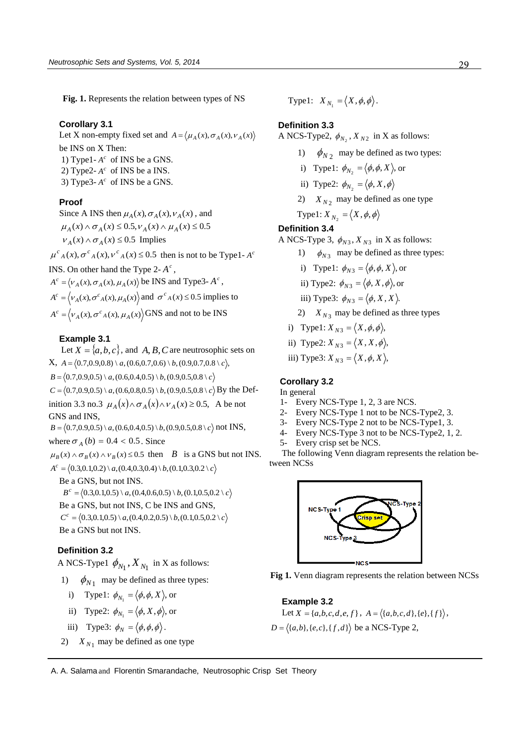**Fig. 1.** Represents the relation between types of NS

### Corollary 3.1

Let X non-empty fixed set and $A = \langle \mu_A(x), \sigma_A(x), \nu_A(x) \rangle$ be INS on X Then:

1) Type1- $A^c$ of INS be a GNS.
2) Type2- $A^c$ of INS be a INS.
3) Type3- $A^c$ of INS be a GNS.

### Proof

Since A INS then $\mu_A(x), \sigma_A(x), \nu_A(x)$, and $\mu_A(x) \wedge \sigma_A(x) \leq 0.5, \nu_A(x) \wedge \mu_A(x) \leq 0.5$ $\nu_A(x) \wedge \sigma_A(x) \leq 0.5$ Implies $\mu^c{}_A(x), \sigma^c{}_A(x), \nu^c{}_A(x) \leq 0.5$ then is not to be Type1- $A^c$ INS. On other hand the Type 2- $A^c$, $A^c = \langle \nu_A(x), \sigma_A(x), \mu_A(x) \rangle$ be INS and Type3- $A^c$, $A^c = \langle \nu_A(x), \sigma^c{}_A(x), \mu_A(x) \rangle$ and $\sigma^c{}_A(x) \leq 0.5$ implies to $A^c = \langle \nu_A(x), \sigma^c{}_A(x), \mu_A(x) \rangle$ GNS and not to be INS

### Example 3.1

Let $X = \{a, b, c\}$, and $A, B, C$ are neutrosophic sets on X, $A = \langle (0.7,0.9,0.8) \setminus a, (0.6,0.7,0.6) \setminus b, (0.9,0.7,0.8 \setminus c \rangle$,
$B = \langle 0.7,0.9,0.5) \setminus a, (0.6,0.4,0.5) \setminus b, (0.9,0.5,0.8 \setminus c \rangle$
$C = \langle 0.7,0.9,0.5) \setminus a, (0.6,0.8,0.5) \setminus b, (0.9,0.5,0.8 \setminus c \rangle$ By the Definition 3.3 no.3 $\mu_A(x) \wedge \sigma_A(x) \wedge \nu_A(x) \geq 0.5$, A be not GNS and INS,
$B = \langle 0.7,0.9,0.5) \setminus a, (0.6,0.4,0.5) \setminus b, (0.9,0.5,0.8 \setminus c \rangle$ not INS, where $\sigma_A(b) = 0.4 < 0.5$. Since $\mu_B(x) \wedge \sigma_B(x) \wedge \nu_B(x) \leq 0.5$ then $B$ is a GNS but not INS.
$A^c = \langle 0.3,0.1,0.2) \setminus a, (0.4,0.3,0.4) \setminus b, (0.1,0.3,0.2 \setminus c \rangle$
Be a GNS, but not INS.
$B^c = \langle 0.3,0.1,0.5) \setminus a, (0.4,0.6,0.5) \setminus b, (0.1,0.5,0.2 \setminus c \rangle$
Be a GNS, but not INS, C be INS and GNS,
$C^c = \langle 0.3,0.1,0.5) \setminus a, (0.4,0.2,0.5) \setminus b, (0.1,0.5,0.2 \setminus c \rangle$
Be a GNS but not INS.

### Definition 3.2

A NCS-Type1 $\phi_{N_1}, X_{N_1}$ in X as follows:

1) $\phi_{N_1}$ may be defined as three types:
   i) Type1: $\phi_{N_1} = \langle \phi, \phi, X \rangle$, or
   ii) Type2: $\phi_{N_1} = \langle \phi, X, \phi \rangle$, or
   iii) Type3: $\phi_N = \langle \phi, \phi, \phi \rangle$.
2) $X_{N_1}$ may be defined as one type
   Type1: $X_{N_1} = \langle X, \phi, \phi \rangle$.

### Definition 3.3

A NCS-Type2, $\phi_{N_2}, X_{N2}$ in X as follows:

1) $\phi_{N2}$ may be defined as two types:
   i) Type1: $\phi_{N_2} = \langle \phi, \phi, X \rangle$, or
   ii) Type2: $\phi_{N_2} = \langle \phi, X, \phi \rangle$
2) $X_{N2}$ may be defined as one type
   Type1: $X_{N_2} = \langle X, \phi, \phi \rangle$

### Definition 3.4

A NCS-Type 3, $\phi_{N3}, X_{N3}$ in X as follows:

1) $\phi_{N3}$ may be defined as three types:
   i) Type1: $\phi_{N3} = \langle \phi, \phi, X \rangle$, or
   ii) Type2: $\phi_{N3} = \langle \phi, X, \phi \rangle$, or
   iii) Type3: $\phi_{N3} = \langle \phi, X, X \rangle$.
2) $X_{N3}$ may be defined as three types
   i) Type1: $X_{N3} = \langle X, \phi, \phi \rangle$,
   ii) Type2: $X_{N3} = \langle X, X, \phi \rangle$,
   iii) Type3: $X_{N3} = \langle X, \phi, X \rangle$,

### Corollary 3.2

In general

1- Every NCS-Type 1, 2, 3 are NCS.
2- Every NCS-Type 1 not to be NCS-Type2, 3.
3- Every NCS-Type 2 not to be NCS-Type1, 3.
4- Every NCS-Type 3 not to be NCS-Type2, 1, 2.
5- Every crisp set be NCS.

The following Venn diagram represents the relation between NCSs

NCS-Type 1
NCS-Type 2
Crisp set
NCS-Type 3
NCS

**Fig 1.** Venn diagram represents the relation between NCSs

### Example 3.2

Let $X = \{a,b,c,d,e,f\}$, $A = \langle \{a,b,c,d\}, \{e\}, \{f\} \rangle$, $D = \langle \{a,b\}, \{e,c\}, \{f,d\} \rangle$ be a NCS-Type 2,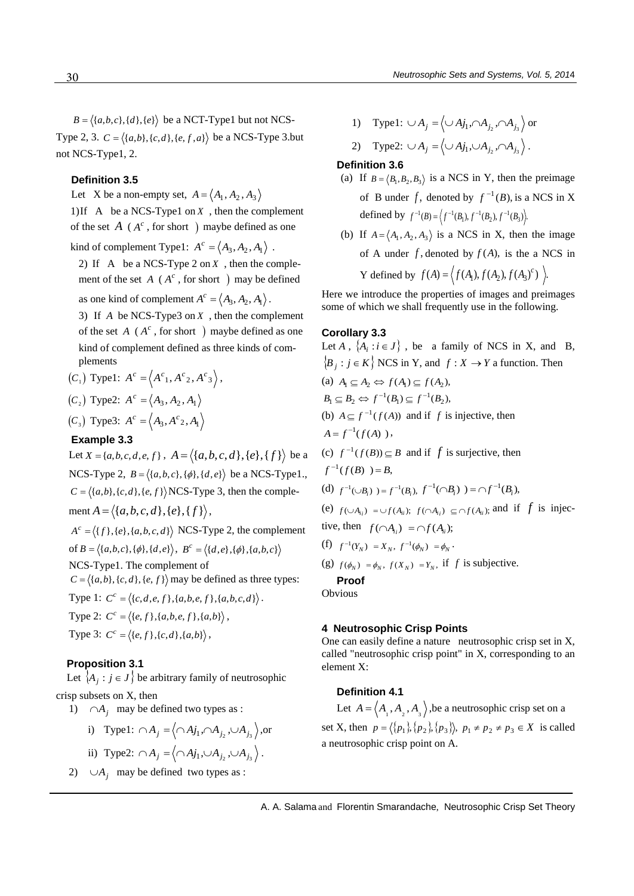$B = \langle \{a,b,c\},\{d\},\{e\} \rangle$ be a NCT-Type1 but not NCS-Type 2, 3. $C = \langle \{a,b\},\{c,d\},\{e,f,a\} \rangle$ be a NCS-Type 3.but not NCS-Type1, 2.

### Definition 3.5

Let X be a non-empty set, $A = \langle A_1, A_2, A_3 \rangle$

1)If A be a NCS-Type1 on $X$, then the complement of the set $A$ ( $A^c$, for short ) maybe defined as one kind of complement Type1: $A^c = \langle A_3, A_2, A_1 \rangle$ .

2) If A be a NCS-Type 2 on $X$, then the complement of the set $A$ ( $A^c$, for short ) may be defined as one kind of complement $A^c = \langle A_3, A_2, A_1 \rangle$.

3) If $A$ be NCS-Type3 on $X$, then the complement of the set $A$ ( $A^c$, for short ) maybe defined as one kind of complement defined as three kinds of complements

$(C_1)$ Type1: $A^c = \langle A^c{}_1, A^c{}_2, A^c{}_3 \rangle$,

$(C_2)$ Type2: $A^c = \langle A_3, A_2, A_1 \rangle$

$(C_3)$ Type3: $A^c = \langle A_3, A^c{}_2, A_1 \rangle$

### Example 3.3

Let $X = \{a,b,c,d,e,f\}$, $A = \langle \{a,b,c,d\},\{e\},\{f\} \rangle$ be a NCS-Type 2, $B = \langle \{a,b,c\},\{\phi\},\{d,e\} \rangle$ be a NCS-Type1., $C = \langle \{a,b\},\{c,d\},\{e,f\} \rangle$ NCS-Type 3, then the complement $A = \langle \{a,b,c,d\},\{e\},\{f\} \rangle$,

$A^c = \langle \{f\},\{e\},\{a,b,c,d\} \rangle$ NCS-Type 2, the complement of $B = \langle \{a,b,c\},\{\phi\},\{d,e\} \rangle$, $B^c = \langle \{d,e\},\{\phi\},\{a,b,c\} \rangle$ NCS-Type1. The complement of $C = \langle \{a,b\},\{c,d\},\{e,f\} \rangle$ may be defined as three types:

Type 1: $C^c = \langle \{c,d,e,f\},\{a,b,e,f\},\{a,b,c,d\} \rangle$.

Type 2: $C^c = \langle \{e,f\},\{a,b,e,f\},\{a,b\} \rangle$,

Type 3: $C^c = \langle \{e,f\},\{c,d\},\{a,b\} \rangle$,

### Proposition 3.1

Let $\{A_j : j \in J\}$ be arbitrary family of neutrosophic crisp subsets on X, then

1) $\cap A_j$ may be defined two types as :

   i) Type1: $\cap A_j = \langle \cap Aj_1, \cap A_{j_2}, \cup A_{j_3} \rangle$,or

   ii) Type2: $\cap A_j = \langle \cap Aj_1, \cup A_{j_2}, \cup A_{j_3} \rangle$.

2) $\cup A_j$ may be defined two types as :

   1) Type1: $\cup A_j = \langle \cup Aj_1, \cap A_{j_2}, \cap A_{j_3} \rangle$ or

   2) Type2: $\cup A_j = \langle \cup Aj_1, \cup A_{j_2}, \cap A_{j_3} \rangle$.

### Definition 3.6

(a) If $B = \langle B_1, B_2, B_3 \rangle$ is a NCS in Y, then the preimage of B under $f$, denoted by $f^{-1}(B)$, is a NCS in X defined by $f^{-1}(B) = \langle f^{-1}(B_1), f^{-1}(B_2), f^{-1}(B_3) \rangle$.

(b) If $A = \langle A_1, A_2, A_3 \rangle$ is a NCS in X, then the image of A under $f$, denoted by $f(A)$, is the a NCS in Y defined by $f(A) = \langle f(A_1), f(A_2), f(A_3)^c) \rangle$.

Here we introduce the properties of images and preimages some of which we shall frequently use in the following.

### Corollary 3.3

Let $A$, $\{A_i : i \in J\}$, be a family of NCS in X, and B, $\{B_j : j \in K\}$ NCS in Y, and $f : X \to Y$ a function. Then

(a) $A_1 \subseteq A_2 \Leftrightarrow f(A_1) \subseteq f(A_2)$,
$B_1 \subseteq B_2 \Leftrightarrow f^{-1}(B_1) \subseteq f^{-1}(B_2)$,

(b) $A \subseteq f^{-1}(f(A))$ and if $f$ is injective, then $A = f^{-1}(f(A))$,

(c) $f^{-1}(f(B)) \subseteq B$ and if $f$ is surjective, then $f^{-1}(f(B)) = B$,

(d) $f^{-1}(\cup B_i) = f^{-1}(B_i)$, $f^{-1}(\cap B_i) = \cap f^{-1}(B_i)$,

(e) $f(\cup A_{i_i}) = \cup f(A_{i_i})$; $f(\cap A_{i_i}) \subseteq \cap f(A_{i_i})$; and if $f$ is injective, then $f(\cap A_{i_i}) = \cap f(A_{i_i})$;

(f) $f^{-1}(Y_N) = X_N$, $f^{-1}(\phi_N) = \phi_N$.

(g) $f(\phi_N) = \phi_N$, $f(X_N) = Y_N$, if $f$ is subjective.

**Proof**

Obvious

## 4 Neutrosophic Crisp Points

One can easily define a nature neutrosophic crisp set in X, called "neutrosophic crisp point" in X, corresponding to an element X:

### Definition 4.1

Let $A = \langle A_1, A_2, A_3 \rangle$,be a neutrosophic crisp set on a set X, then $p = \langle \{p_1\},\{p_2\},\{p_3\} \rangle$, $p_1 \neq p_2 \neq p_3 \in X$ is called a neutrosophic crisp point on A.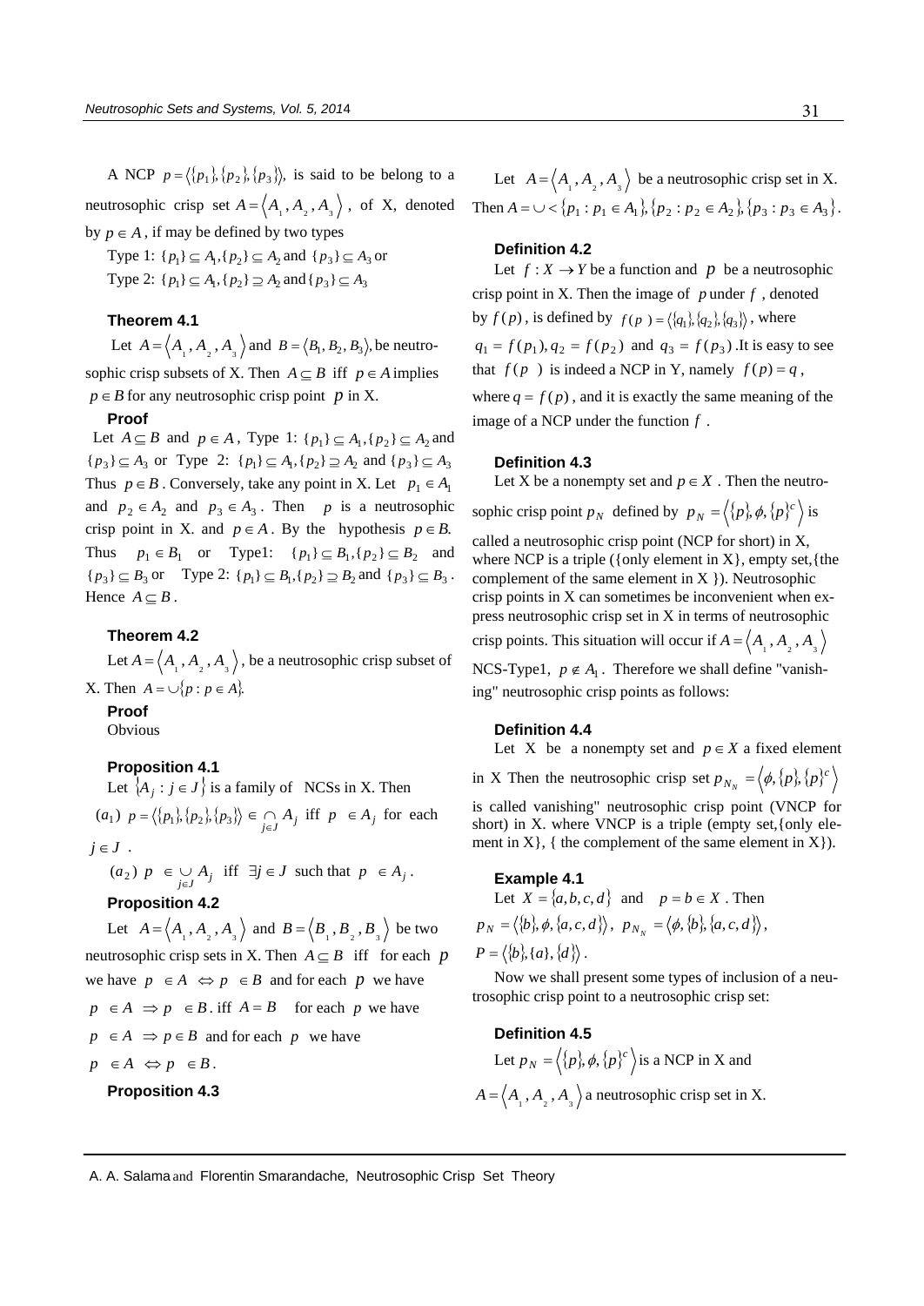A NCP $p = \langle \{p_1\}, \{p_2\}, \{p_3\} \rangle$, is said to be belong to a neutrosophic crisp set $A = \langle A_1, A_2, A_3 \rangle$, of X, denoted by $p \in A$, if may be defined by two types

Type 1: $\{p_1\} \subseteq A_1, \{p_2\} \subseteq A_2$ and $\{p_3\} \subseteq A_3$ or

Type 2: $\{p_1\} \subseteq A_1, \{p_2\} \supseteq A_2$ and $\{p_3\} \subseteq A_3$

#### Theorem 4.1

Let $A = \langle A_1, A_2, A_3 \rangle$ and $B = \langle B_1, B_2, B_3 \rangle$, be neutrosophic crisp subsets of X. Then $A \subseteq B$ iff $p \in A$ implies $p \in B$ for any neutrosophic crisp point $p$ in X.

#### Proof

Let $A \subseteq B$ and $p \in A$, Type 1: $\{p_1\} \subseteq A_1, \{p_2\} \subseteq A_2$ and $\{p_3\} \subseteq A_3$ or Type 2: $\{p_1\} \subseteq A_1, \{p_2\} \supseteq A_2$ and $\{p_3\} \subseteq A_3$ Thus $p \in B$. Conversely, take any point in X. Let $p_1 \in A_1$ and $p_2 \in A_2$ and $p_3 \in A_3$. Then $p$ is a neutrosophic crisp point in X. and $p \in A$. By the hypothesis $p \in B$. Thus $p_1 \in B_1$ or Type1: $\{p_1\} \subseteq B_1, \{p_2\} \subseteq B_2$ and $\{p_3\} \subseteq B_3$ or Type 2: $\{p_1\} \subseteq B_1, \{p_2\} \supseteq B_2$ and $\{p_3\} \subseteq B_3$. Hence $A \subseteq B$.

#### Theorem 4.2

Let $A = \langle A_1, A_2, A_3 \rangle$, be a neutrosophic crisp subset of X. Then $A = \cup\{p : p \in A\}$.

#### Proof

Obvious

#### Proposition 4.1

Let $\{A_j : j \in J\}$ is a family of NCSs in X. Then

$(a_1)$ $p = \langle \{p_1\}, \{p_2\}, \{p_3\} \rangle \in \bigcap_{j \in J} A_j$ iff $p \in A_j$ for each $j \in J$.

$(a_2)$ $p \in \bigcup_{j \in J} A_j$ iff $\exists j \in J$ such that $p \in A_j$.

#### Proposition 4.2

Let $A = \langle A_1, A_2, A_3 \rangle$ and $B = \langle B_1, B_2, B_3 \rangle$ be two neutrosophic crisp sets in X. Then $A \subseteq B$ iff for each $p$ we have $p \in A \Leftrightarrow p \in B$ and for each $p$ we have $p \in A \Rightarrow p \in B$. iff $A = B$ for each $p$ we have $p \in A \Rightarrow p \in B$ and for each $p$ we have $p \in A \Leftrightarrow p \in B$.

#### Proposition 4.3

Let $A = \langle A_1, A_2, A_3 \rangle$ be a neutrosophic crisp set in X. Then $A = \cup < \{p_1 : p_1 \in A_1\}, \{p_2 : p_2 \in A_2\}, \{p_3 : p_3 \in A_3\}$.

#### Definition 4.2

Let $f : X \to Y$ be a function and $p$ be a neutrosophic crisp point in X. Then the image of $p$ under $f$, denoted by $f(p)$, is defined by $f(p) = \langle \{q_1\}, \{q_2\}, \{q_3\} \rangle$, where $q_1 = f(p_1), q_2 = f(p_2)$ and $q_3 = f(p_3)$. It is easy to see that $f(p)$ is indeed a NCP in Y, namely $f(p) = q$, where $q = f(p)$, and it is exactly the same meaning of the image of a NCP under the function $f$.

#### Definition 4.3

Let X be a nonempty set and $p \in X$. Then the neutrosophic crisp point $p_N$ defined by $p_N = \langle \{p\}, \phi, \{p\}^c \rangle$ is called a neutrosophic crisp point (NCP for short) in X, where NCP is a triple ({only element in X}, empty set, {the complement of the same element in X }). Neutrosophic crisp points in X can sometimes be inconvenient when express neutrosophic crisp set in X in terms of neutrosophic crisp points. This situation will occur if $A = \langle A_1, A_2, A_3 \rangle$ NCS-Type1, $p \notin A_1$. Therefore we shall define "vanishing" neutrosophic crisp points as follows:

#### Definition 4.4

Let X be a nonempty set and $p \in X$ a fixed element in X Then the neutrosophic crisp set $p_{N_N} = \langle \phi, \{p\}, \{p\}^c \rangle$ is called vanishing" neutrosophic crisp point (VNCP for short) in X. where VNCP is a triple (empty set, {only element in X}, { the complement of the same element in X}).

#### Example 4.1

Let $X = \{a, b, c, d\}$ and $p = b \in X$. Then $p_N = \langle \{b\}, \phi, \{a, c, d\} \rangle$, $p_{N_N} = \langle \phi, \{b\}, \{a, c, d\} \rangle$, $P = \langle \{b\}, \{a\}, \{d\} \rangle$.

Now we shall present some types of inclusion of a neutrosophic crisp point to a neutrosophic crisp set:

#### Definition 4.5

Let $p_N = \langle \{p\}, \phi, \{p\}^c \rangle$ is a NCP in X and $A = \langle A_1, A_2, A_3 \rangle$ a neutrosophic crisp set in X.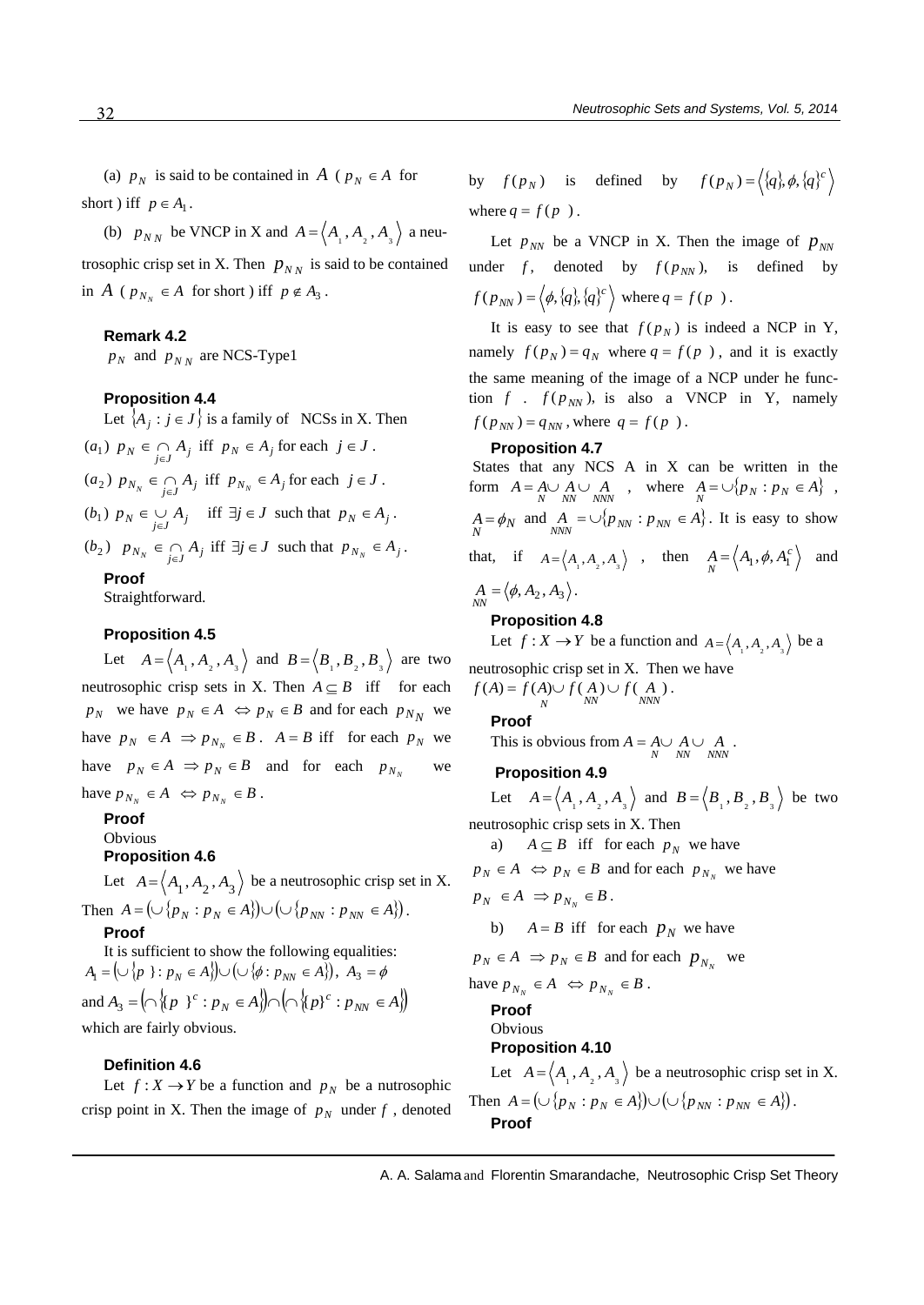(a) $p_N$ is said to be contained in $A$ ( $p_N \in A$ for short ) iff $p \in A_1$.

(b) $p_{NN}$ be VNCP in X and $A = \langle A_1, A_2, A_3 \rangle$ a neutrosophic crisp set in X. Then $p_{NN}$ is said to be contained in $A$ ( $p_{N_N} \in A$ for short ) iff $p \notin A_3$.

**Remark 4.2**

$p_N$ and $p_{NN}$ are NCS-Type1

**Proposition 4.4**

Let $\{A_j : j \in J\}$ is a family of NCSs in X. Then

$(a_1)$ $p_N \in \bigcap_{j \in J} A_j$ iff $p_N \in A_j$ for each $j \in J$.

$(a_2)$ $p_{N_N} \in \bigcap_{j \in J} A_j$ iff $p_{N_N} \in A_j$ for each $j \in J$.

$(b_1)$ $p_N \in \bigcup_{j \in J} A_j$ iff $\exists j \in J$ such that $p_N \in A_j$.

$(b_2)$ $p_{N_N} \in \bigcap_{j \in J} A_j$ iff $\exists j \in J$ such that $p_{N_N} \in A_j$.

**Proof**

Straightforward.

**Proposition 4.5**

Let $A = \langle A_1, A_2, A_3 \rangle$ and $B = \langle B_1, B_2, B_3 \rangle$ are two neutrosophic crisp sets in X. Then $A \subseteq B$ iff for each $p_N$ we have $p_N \in A \Leftrightarrow p_N \in B$ and for each $p_{N_N}$ we have $p_N \in A \Rightarrow p_{N_N} \in B$. $A = B$ iff for each $p_N$ we have $p_N \in A \Rightarrow p_N \in B$ and for each $p_{N_N}$ we have $p_{N_N} \in A \Leftrightarrow p_{N_N} \in B$.

**Proof**

Obvious

**Proposition 4.6**

Let $A = \langle A_1, A_2, A_3 \rangle$ be a neutrosophic crisp set in X. Then $A = (\cup\{p_N : p_N \in A\}) \cup (\cup\{p_{NN} : p_{NN} \in A\})$.

**Proof**

It is sufficient to show the following equalities:
$A_1 = (\cup\{p\} : p_N \in A\}) \cup (\cup\{\phi : p_{NN} \in A\})$, $A_3 = \phi$ and $A_3 = (\cap\{\{p\}^c : p_N \in A\}) \cap (\cap\{\{p\}^c : p_{NN} \in A\})$ which are fairly obvious.

**Definition 4.6**

Let $f : X \to Y$ be a function and $p_N$ be a nutrosophic crisp point in X. Then the image of $p_N$ under $f$, denoted by $f(p_N)$ is defined by $f(p_N) = \langle \{q\}, \phi, \{q\}^c \rangle$ where $q = f(p)$.

Let $p_{NN}$ be a VNCP in X. Then the image of $p_{NN}$ under $f$, denoted by $f(p_{NN})$, is defined by $f(p_{NN}) = \langle \phi, \{q\}, \{q\}^c \rangle$ where $q = f(p)$.

It is easy to see that $f(p_N)$ is indeed a NCP in Y, namely $f(p_N) = q_N$ where $q = f(p)$, and it is exactly the same meaning of the image of a NCP under he function $f$. $f(p_{NN})$, is also a VNCP in Y, namely $f(p_{NN}) = q_{NN}$, where $q = f(p)$.

**Proposition 4.7**

States that any NCS A in X can be written in the form $A = \underset{N}{A} \cup \underset{NN}{A} \cup \underset{NNN}{A}$, where $\underset{N}{A} = \cup\{p_N : p_N \in A\}$, $\underset{N}{A} = \phi_N$ and $\underset{NNN}{A} = \cup\{p_{NN} : p_{NN} \in A\}$. It is easy to show that, if $A = \langle A_1, A_2, A_3 \rangle$, then $\underset{N}{A} = \langle A_1, \phi, A_1^c \rangle$ and $\underset{NN}{A} = \langle \phi, A_2, A_3 \rangle$.

**Proposition 4.8**

Let $f : X \to Y$ be a function and $A = \langle A_1, A_2, A_3 \rangle$ be a neutrosophic crisp set in X. Then we have $f(A) = f(\underset{N}{A}) \cup f(\underset{NN}{A}) \cup f(\underset{NNN}{A})$.

**Proof**

This is obvious from $A = \underset{N}{A} \cup \underset{NN}{A} \cup \underset{NNN}{A}$.

**Proposition 4.9**

Let $A = \langle A_1, A_2, A_3 \rangle$ and $B = \langle B_1, B_2, B_3 \rangle$ be two neutrosophic crisp sets in X. Then

a) $A \subseteq B$ iff for each $p_N$ we have $p_N \in A \Leftrightarrow p_N \in B$ and for each $p_{N_N}$ we have $p_N \in A \Rightarrow p_{N_N} \in B$.

b) $A = B$ iff for each $p_N$ we have $p_N \in A \Rightarrow p_N \in B$ and for each $p_{N_N}$ we have $p_{N_N} \in A \Leftrightarrow p_{N_N} \in B$.

**Proof**

Obvious

**Proposition 4.10**

Let $A = \langle A_1, A_2, A_3 \rangle$ be a neutrosophic crisp set in X. Then $A = (\cup\{p_N : p_N \in A\}) \cup (\cup\{p_{NN} : p_{NN} \in A\})$.

**Proof**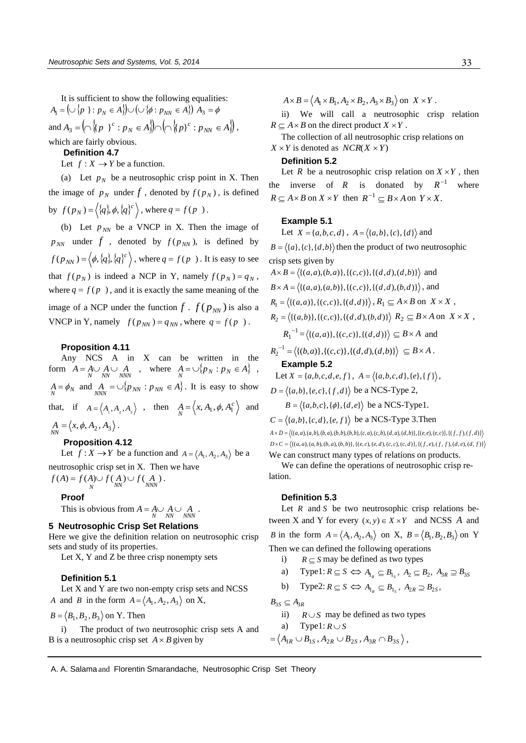It is sufficient to show the following equalities:
$A_1 = (\cup \{p\} : p_N \in A) \cup (\cup \{\phi : p_{NN} \in A\})$ $A_3 = \phi$
and $A_3 = (\cap \{p\}^c : p_N \in A) \cap (\cap \{p\}^c : p_{NN} \in A)$,
which are fairly obvious.

**Definition 4.7**

Let $f : X \to Y$ be a function.

(a) Let $p_N$ be a neutrosophic crisp point in X. Then the image of $p_N$ under $f$, denoted by $f(p_N)$, is defined by $f(p_N) = \langle \{q\}, \phi, \{q\}^c \rangle$, where $q = f(p)$.

(b) Let $p_{NN}$ be a VNCP in X. Then the image of $p_{NN}$ under $f$, denoted by $f(p_{NN})$, is defined by $f(p_{NN}) = \langle \phi, \{q\}, \{q\}^c \rangle$, where $q = f(p)$. It is easy to see that $f(p_N)$ is indeed a NCP in Y, namely $f(p_N) = q_N$, where $q = f(p)$, and it is exactly the same meaning of the image of a NCP under the function $f$. $f(p_{NN})$ is also a VNCP in Y, namely $f(p_{NN}) = q_{NN}$, where $q = f(p)$.

**Proposition 4.11**

Any NCS A in X can be written in the form $A = \underset{N}{A} \cup \underset{NN}{A} \cup \underset{NNN}{A}$, where $\underset{N}{A} = \cup\{p_N : p_N \in A\}$, $\underset{N}{A} = \phi_N$ and $\underset{NNN}{A} = \cup\{p_{NN} : p_{NN} \in A\}$. It is easy to show that, if $A = \langle A_1, A_2, A_3 \rangle$, then $\underset{N}{A} = \langle x, A_1, \phi, A_1^c \rangle$ and $\underset{NN}{A} = \langle x, \phi, A_2, A_3 \rangle$.

**Proposition 4.12**

Let $f : X \to Y$ be a function and $A = \langle A_1, A_2, A_3 \rangle$ be a neutrosophic crisp set in X. Then we have
$f(A) = f(\underset{N}{A}) \cup f(\underset{NN}{A}) \cup f(\underset{NNN}{A})$.

**Proof**

This is obvious from $A = \underset{N}{A} \cup \underset{NN}{A} \cup \underset{NNN}{A}$.

## 5 Neutrosophic Crisp Set Relations

Here we give the definition relation on neutrosophic crisp sets and study of its properties.

Let X, Y and Z be three crisp nonempty sets

**Definition 5.1**

Let X and Y are two non-empty crisp sets and NCSS $A$ and $B$ in the form $A = \langle A_1, A_2, A_3 \rangle$ on X, $B = \langle B_1, B_2, B_3 \rangle$ on Y. Then

i) The product of two neutrosophic crisp sets A and B is a neutrosophic crisp set $A \times B$ given by

$A \times B = \langle A_1 \times B_1, A_2 \times B_2, A_3 \times B_3 \rangle$ on $X \times Y$.

ii) We will call a neutrosophic crisp relation $R \subseteq A \times B$ on the direct product $X \times Y$.

The collection of all neutrosophic crisp relations on $X \times Y$ is denoted as $NCR(X \times Y)$

**Definition 5.2**

Let $R$ be a neutrosophic crisp relation on $X \times Y$, then the inverse of $R$ is donated by $R^{-1}$ where $R \subseteq A \times B$ on $X \times Y$ then $R^{-1} \subseteq B \times A$ on $Y \times X$.

**Example 5.1**

Let $X = \{a,b,c,d\}$, $A = \langle \{a,b\}, \{c\}, \{d\} \rangle$ and $B = \langle \{a\}, \{c\}, \{d,b\} \rangle$ then the product of two neutrosophic crisp sets given by

$A \times B = \langle \{(a,a),(b,a)\}, \{(c,c)\}, \{(d,d),(d,b)\} \rangle$ and

$B \times A = \langle \{(a,a),(a,b)\}, \{(c,c)\}, \{(d,d),(b,d)\} \rangle$, and

$R_1 = \langle \{(a,a)\}, \{(c,c)\}, \{(d,d)\} \rangle$, $R_1 \subseteq A \times B$ on $X \times X$,

$R_2 = \langle \{(a,b)\}, \{(c,c)\}, \{(d,d),(b,d)\} \rangle$ $R_2 \subseteq B \times A$ on $X \times X$,

$R_1^{-1} = \langle \{(a,a)\}, \{(c,c)\}, \{(d,d)\} \rangle \subseteq B \times A$ and

$R_2^{-1} = \langle \{(b,a)\}, \{(c,c)\}, \{(d,d),(d,b)\} \rangle \subseteq B \times A$.

**Example 5.2**

Let $X = \{a,b,c,d,e,f\}$, $A = \langle \{a,b,c,d\}, \{e\}, \{f\} \rangle$,

$D = \langle \{a,b\}, \{e,c\}, \{f,d\} \rangle$ be a NCS-Type 2,

$B = \langle \{a,b,c\}, \{\phi\}, \{d,e\} \rangle$ be a NCS-Type1.

$C = \langle \{a,b\}, \{c,d\}, \{e,f\} \rangle$ be a NCS-Type 3.Then

$A \times D = \langle \{(a,a),(a,b),(b,a),(b,b),(c,a),(c,b),(d,a),(d,b)\}, \{(e,e),(e,c)\}, \{(f,f),(f,d)\} \rangle$

$D \times C = \langle \{(a,a),(a,b),(b,a),(b,b)\}, \{(e,c),(e,d),(c,c),(c,d)\}, \{(f,e),(f,f),(d,e),(d,f)\} \rangle$

We can construct many types of relations on products.

We can define the operations of neutrosophic crisp relation.

**Definition 5.3**

Let $R$ and $S$ be two neutrosophic crisp relations between X and Y for every $(x,y) \in X \times Y$ and NCSS $A$ and $B$ in the form $A = \langle A_1, A_2, A_3 \rangle$ on X, $B = \langle B_1, B_2, B_3 \rangle$ on Y Then we can defined the following operations

i) $R \subseteq S$ may be defined as two types

a) Type1: $R \subseteq S \Leftrightarrow A_{1_R} \subseteq B_{1_S}$, $A_2 \subseteq B_2$, $A_{3R} \supseteq B_{3S}$

b) Type2: $R \subseteq S \Leftrightarrow A_{1_R} \subseteq B_{1_S}$, $A_{2R} \supseteq B_{2S}$, $B_{3S} \subseteq A_{3R}$

ii) $R \cup S$ may be defined as two types

a) Type1: $R \cup S$
$= \langle A_{1R} \cup B_{1S}, A_{2R} \cup B_{2S}, A_{3R} \cap B_{3S} \rangle$,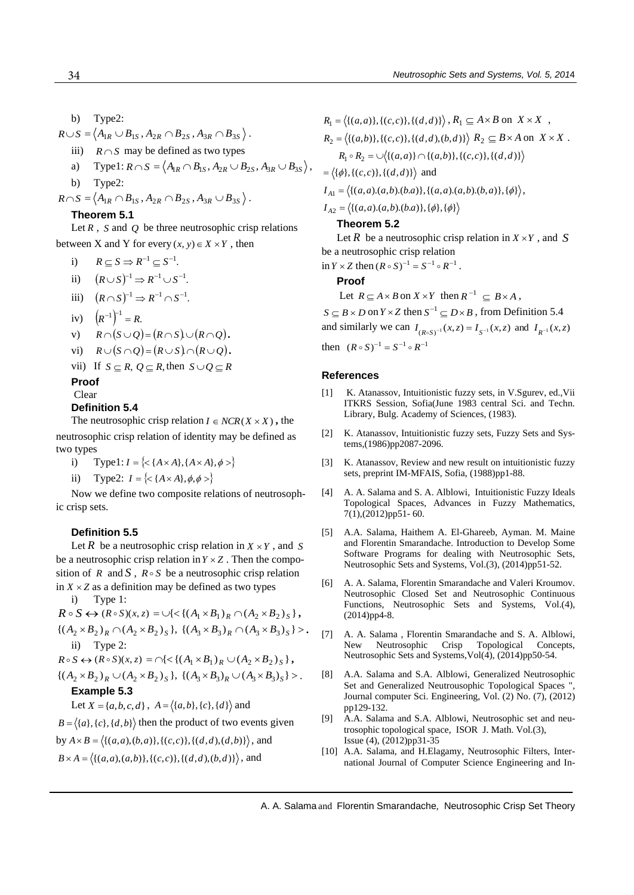b) Type2:

$R \cup S = \langle A_{1R} \cup B_{1S}, A_{2R} \cap B_{2S}, A_{3R} \cap B_{3S} \rangle$.

iii) $R \cap S$ may be defined as two types

a) Type1: $R \cap S = \langle A_{1R} \cap B_{1S}, A_{2R} \cup B_{2S}, A_{3R} \cup B_{3S} \rangle$,

b) Type2:

$R \cap S = \langle A_{1R} \cap B_{1S}, A_{2R} \cap B_{2S}, A_{3R} \cup B_{3S} \rangle$.

**Theorem 5.1**

Let $R$, $S$ and $Q$ be three neutrosophic crisp relations between X and Y for every $(x, y) \in X \times Y$, then

i) $R \subseteq S \Rightarrow R^{-1} \subseteq S^{-1}$.

ii) $(R \cup S)^{-1} \Rightarrow R^{-1} \cup S^{-1}$.

iii) $(R \cap S)^{-1} \Rightarrow R^{-1} \cap S^{-1}$.

iv) $(R^{-1})^{-1} = R$.

v) $R \cap (S \cup Q) = (R \cap S) \cup (R \cap Q)$.

vi) $R \cup (S \cap Q) = (R \cup S) \cap (R \cup Q)$.

vii) If $S \subseteq R$, $Q \subseteq R$, then $S \cup Q \subseteq R$

**Proof**

Clear

**Definition 5.4**

The neutrosophic crisp relation $I \in NCR(X \times X)$, the neutrosophic crisp relation of identity may be defined as two types

i) Type1: $I = \{< \{A \times A\}, \{A \times A\}, \phi >\}$

ii) Type2: $I = \{< \{A \times A\}, \phi, \phi >\}$

Now we define two composite relations of neutrosophic crisp sets.

**Definition 5.5**

Let $R$ be a neutrosophic crisp relation in $X \times Y$, and $S$ be a neutrosophic crisp relation in $Y \times Z$. Then the composition of $R$ and $S$, $R \circ S$ be a neutrosophic crisp relation in $X \times Z$ as a definition may be defined as two types

i) Type 1:

$R \circ S \leftrightarrow (R \circ S)(x, z) = \cup\{< \{(A_1 \times B_1)_R \cap (A_2 \times B_2)_S\}$,
$\{(A_2 \times B_2)_R \cap (A_2 \times B_2)_S\}$, $\{(A_3 \times B_3)_R \cap (A_3 \times B_3)_S\} >$.

ii) Type 2:

$R \circ S \leftrightarrow (R \circ S)(x, z) = \cap\{< \{(A_1 \times B_1)_R \cup (A_2 \times B_2)_S\}$,
$\{(A_2 \times B_2)_R \cup (A_2 \times B_2)_S\}$, $\{(A_3 \times B_3)_R \cup (A_3 \times B_3)_S\} >$.

**Example 5.3**

Let $X = \{a, b, c, d\}$, $A = \langle \{a, b\}, \{c\}, \{d\} \rangle$ and $B = \langle \{a\}, \{c\}, \{d, b\} \rangle$ then the product of two events given by $A \times B = \langle \{(a, a), (b, a)\}, \{(c, c)\}, \{(d, d), (d, b)\} \rangle$, and $B \times A = \langle \{(a, a), (a, b)\}, \{(c, c)\}, \{(d, d), (b, d)\} \rangle$, and

$R_1 = \langle \{(a, a)\}, \{(c, c)\}, \{(d, d)\} \rangle$, $R_1 \subseteq A \times B$ on $X \times X$,

$R_2 = \langle \{(a, b)\}, \{(c, c)\}, \{(d, d), (b, d)\} \rangle$ $R_2 \subseteq B \times A$ on $X \times X$.

$R_1 \circ R_2 = \cup \langle \{(a, a)\} \cap \{(a, b)\}, \{(c, c)\}, \{(d, d)\} \rangle$

$= \langle \{\phi\}, \{(c, c)\}, \{(d, d)\} \rangle$ and

$I_{A1} = \langle \{(a, a).(a, b).(b.a)\}, \{(a, a).(a, b).(b, a)\}, \{\phi\} \rangle$,

$I_{A2} = \langle \{(a, a).(a, b).(b.a)\}, \{\phi\}, \{\phi\} \rangle$

**Theorem 5.2**

Let $R$ be a neutrosophic crisp relation in $X \times Y$, and $S$ be a neutrosophic crisp relation in $Y \times Z$ then $(R \circ S)^{-1} = S^{-1} \circ R^{-1}$.

**Proof**

Let $R \subseteq A \times B$ on $X \times Y$ then $R^{-1} \subseteq B \times A$,

$S \subseteq B \times D$ on $Y \times Z$ then $S^{-1} \subseteq D \times B$, from Definition 5.4 and similarly we can $I_{(R \circ S)^{-1}}(x, z) = I_{S^{-1}}(x, z)$ and $I_{R^{-1}}(x, z)$ then $(R \circ S)^{-1} = S^{-1} \circ R^{-1}$

## References

[1] K. Atanassov, Intuitionistic fuzzy sets, in V.Sgurev, ed.,Vii ITKRS Session, Sofia(June 1983 central Sci. and Techn. Library, Bulg. Academy of Sciences, (1983).

[2] K. Atanassov, Intuitionistic fuzzy sets, Fuzzy Sets and Systems,(1986)pp2087-2096.

[3] K. Atanassov, Review and new result on intuitionistic fuzzy sets, preprint IM-MFAIS, Sofia, (1988)pp1-88.

[4] A. A. Salama and S. A. Alblowi, Intuitionistic Fuzzy Ideals Topological Spaces, Advances in Fuzzy Mathematics, 7(1),(2012)pp51- 60.

[5] A.A. Salama, Haithem A. El-Ghareeb, Ayman. M. Maine and Florentin Smarandache. Introduction to Develop Some Software Programs for dealing with Neutrosophic Sets, Neutrosophic Sets and Systems, Vol.(3), (2014)pp51-52.

[6] A. A. Salama, Florentin Smarandache and Valeri Kroumov. Neutrosophic Closed Set and Neutrosophic Continuous Functions, Neutrosophic Sets and Systems, Vol.(4), (2014)pp4-8.

[7] A. A. Salama , Florentin Smarandache and S. A. Alblowi, New Neutrosophic Crisp Topological Concepts, Neutrosophic Sets and Systems,Vol(4), (2014)pp50-54.

[8] A.A. Salama and S.A. Alblowi, Generalized Neutrosophic Set and Generalized Neutrousophic Topological Spaces ", Journal computer Sci. Engineering, Vol. (2) No. (7), (2012) pp129-132.

[9] A.A. Salama and S.A. Alblowi, Neutrosophic set and neutrosophic topological space, ISOR J. Math. Vol.(3), Issue (4), (2012)pp31-35

[10] A.A. Salama, and H.Elagamy, Neutrosophic Filters, International Journal of Computer Science Engineering and In-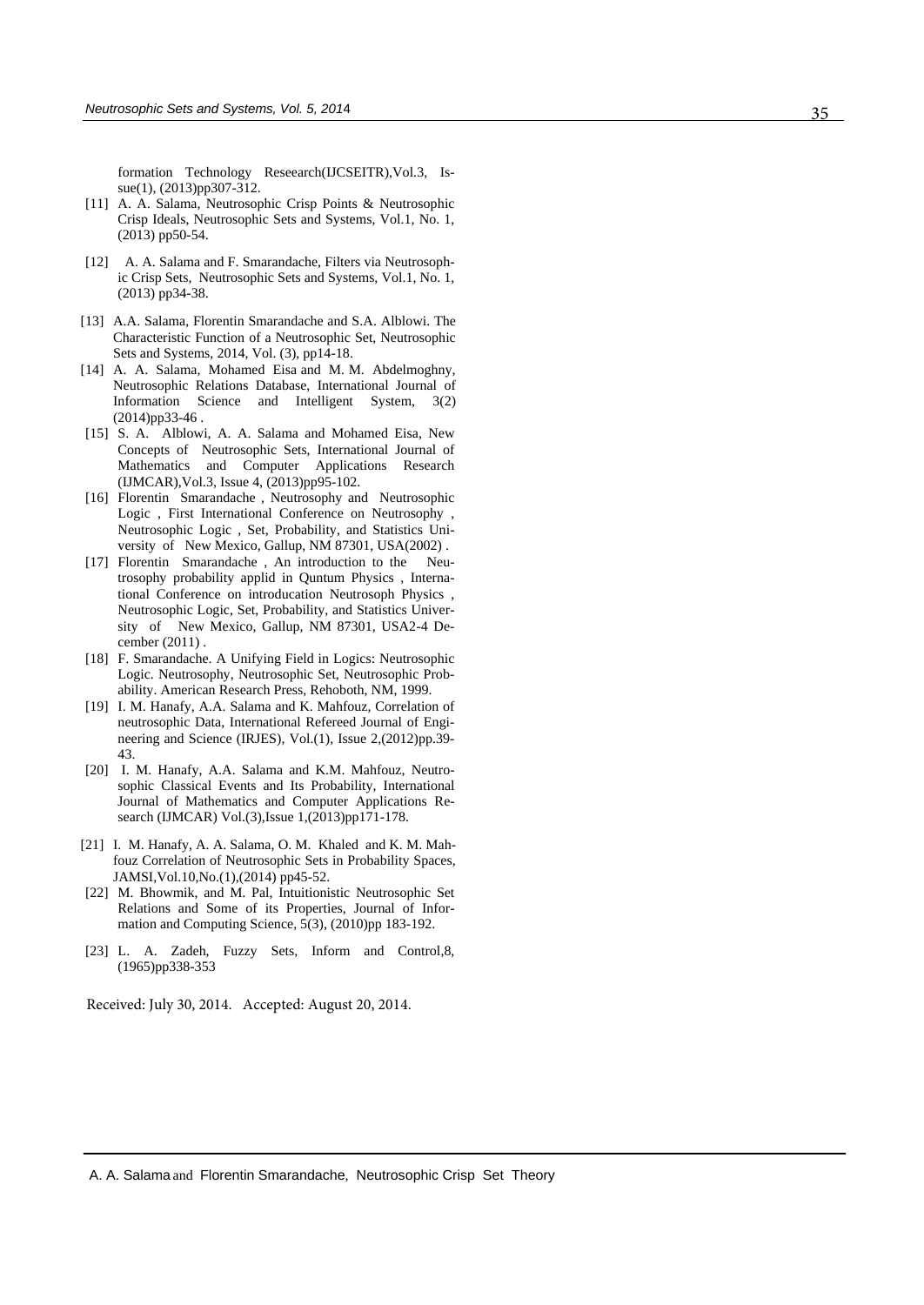formation Technology Reseearch(IJCSEITR),Vol.3, Issue(1), (2013)pp307-312.

[11] A. A. Salama, Neutrosophic Crisp Points & Neutrosophic Crisp Ideals, Neutrosophic Sets and Systems, Vol.1, No. 1, (2013) pp50-54.

[12] A. A. Salama and F. Smarandache, Filters via Neutrosophic Crisp Sets, Neutrosophic Sets and Systems, Vol.1, No. 1, (2013) pp34-38.

[13] A.A. Salama, Florentin Smarandache and S.A. Alblowi. The Characteristic Function of a Neutrosophic Set, Neutrosophic Sets and Systems, 2014, Vol. (3), pp14-18.

[14] A. A. Salama, Mohamed Eisa and M. M. Abdelmoghny, Neutrosophic Relations Database, International Journal of Information Science and Intelligent System, 3(2) (2014)pp33-46 .

[15] S. A. Alblowi, A. A. Salama and Mohamed Eisa, New Concepts of Neutrosophic Sets, International Journal of Mathematics and Computer Applications Research (IJMCAR),Vol.3, Issue 4, (2013)pp95-102.

[16] Florentin Smarandache , Neutrosophy and Neutrosophic Logic , First International Conference on Neutrosophy , Neutrosophic Logic , Set, Probability, and Statistics University of New Mexico, Gallup, NM 87301, USA(2002) .

[17] Florentin Smarandache , An introduction to the Neutrosophy probability applid in Quntum Physics , International Conference on introducation Neutrosoph Physics , Neutrosophic Logic, Set, Probability, and Statistics University of New Mexico, Gallup, NM 87301, USA2-4 December (2011) .

[18] F. Smarandache. A Unifying Field in Logics: Neutrosophic Logic. Neutrosophy, Neutrosophic Set, Neutrosophic Probability. American Research Press, Rehoboth, NM, 1999.

[19] I. M. Hanafy, A.A. Salama and K. Mahfouz, Correlation of neutrosophic Data, International Refereed Journal of Engineering and Science (IRJES), Vol.(1), Issue 2,(2012)pp.39-43.

[20] I. M. Hanafy, A.A. Salama and K.M. Mahfouz, Neutrosophic Classical Events and Its Probability, International Journal of Mathematics and Computer Applications Research (IJMCAR) Vol.(3),Issue 1,(2013)pp171-178.

[21] I. M. Hanafy, A. A. Salama, O. M. Khaled and K. M. Mahfouz Correlation of Neutrosophic Sets in Probability Spaces, JAMSI,Vol.10,No.(1),(2014) pp45-52.

[22] M. Bhowmik, and M. Pal, Intuitionistic Neutrosophic Set Relations and Some of its Properties, Journal of Information and Computing Science, 5(3), (2010)pp 183-192.

[23] L. A. Zadeh, Fuzzy Sets, Inform and Control,8, (1965)pp338-353

Received: July 30, 2014. Accepted: August 20, 2014.